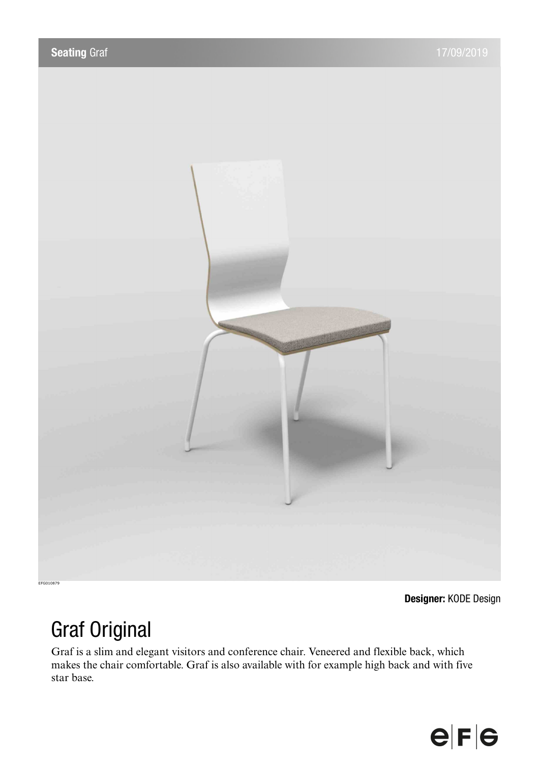**Seating** Graf 17/09/2019

EFG010879

**Designer:** KODE Design

# Graf Original

Graf is a slim and elegant visitors and conference chair. Veneered and flexible back, which makes the chair comfortable. Graf is also available with for example high back and with five star base.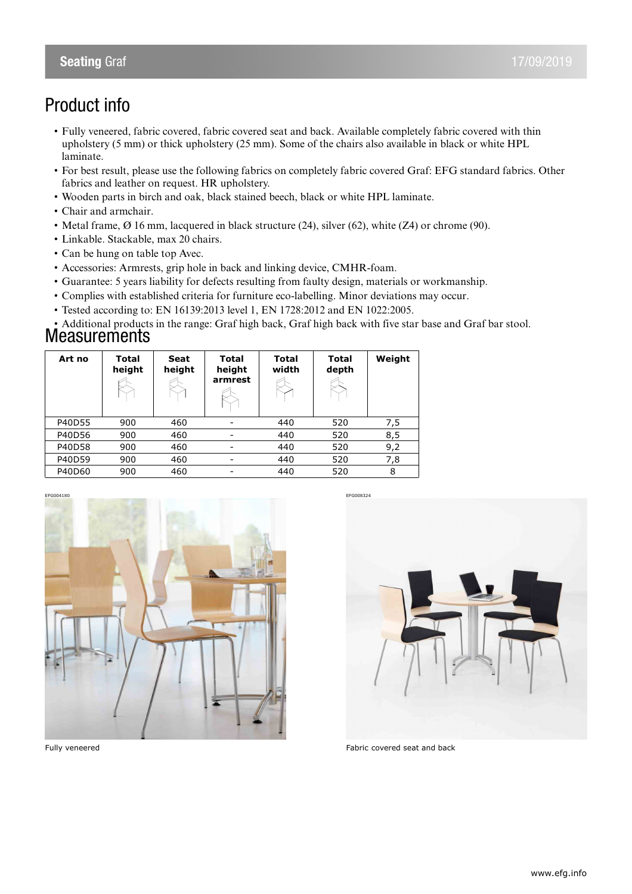# Product info

- Fully veneered, fabric covered, fabric covered seat and back. Available completely fabric covered with thin upholstery (5 mm) or thick upholstery (25 mm). Some of the chairs also available in black or white HPL laminate.
- For best result, please use the following fabrics on completely fabric covered Graf: EFG standard fabrics. Other fabrics and leather on request. HR upholstery.
- Wooden parts in birch and oak, black stained beech, black or white HPL laminate.
- Chair and armchair.
- Metal frame, Ø 16 mm, lacquered in black structure (24), silver (62), white (Z4) or chrome (90).
- Linkable. Stackable, max 20 chairs.
- Can be hung on table top Avec.
- Accessories: Armrests, grip hole in back and linking device, CMHR-foam.
- Guarantee: 5 years liability for defects resulting from faulty design, materials or workmanship.
- Complies with established criteria for furniture eco-labelling. Minor deviations may occur.
- Tested according to: EN 16139:2013 level 1, EN 1728:2012 and EN 1022:2005.
- Additional products in the range: Graf high back, Graf high back with five star base and Graf bar stool.

# Measurements

| Art no | Total height | Seat height | Total height armrest | Total width | Total depth | Weight |
|---|---|---|---|---|---|---|
| P40D55 | 900 | 460 | - | 440 | 520 | 7,5 |
| P40D56 | 900 | 460 | - | 440 | 520 | 8,5 |
| P40D58 | 900 | 460 | - | 440 | 520 | 9,2 |
| P40D59 | 900 | 460 | - | 440 | 520 | 7,8 |
| P40D60 | 900 | 460 | - | 440 | 520 | 8 |

EFG004180

Fully veneered

EFG008324

Fabric covered seat and back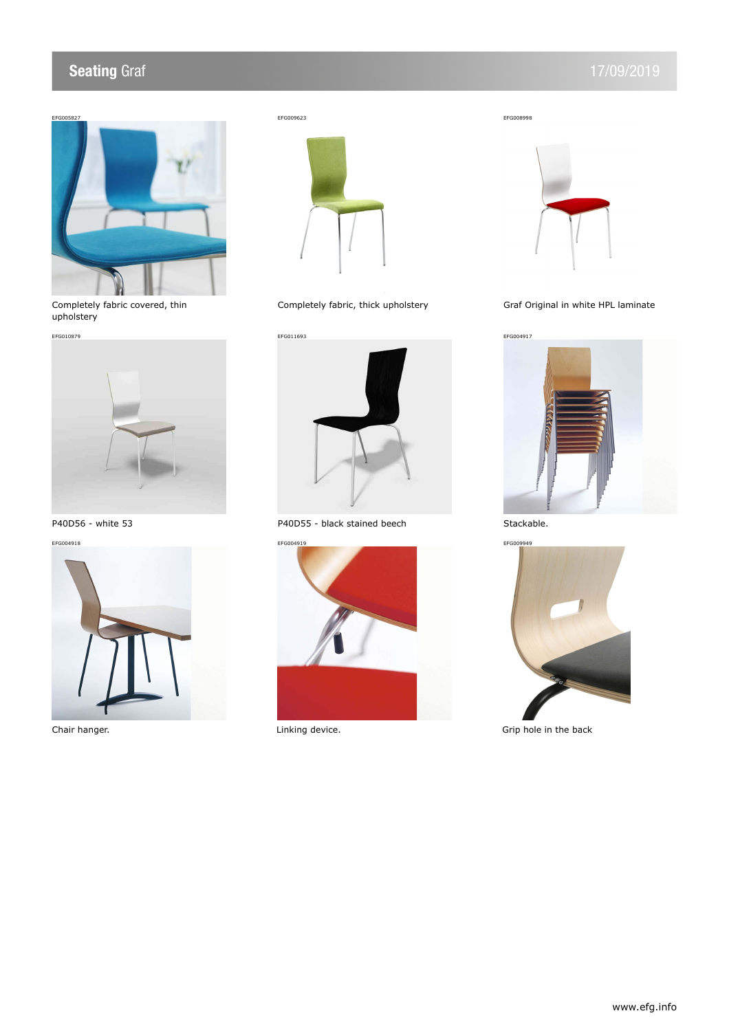EFG005827

Completely fabric covered, thin upholstery

EFG009623

Completely fabric, thick upholstery

EFG008998

Graf Original in white HPL laminate

EFG010879

P40D56 - white 53

EFG011693

P40D55 - black stained beech

EFG004917

Stackable.

EFG004918

Chair hanger.

EFG004919

Linking device.

EFG009949

Grip hole in the back